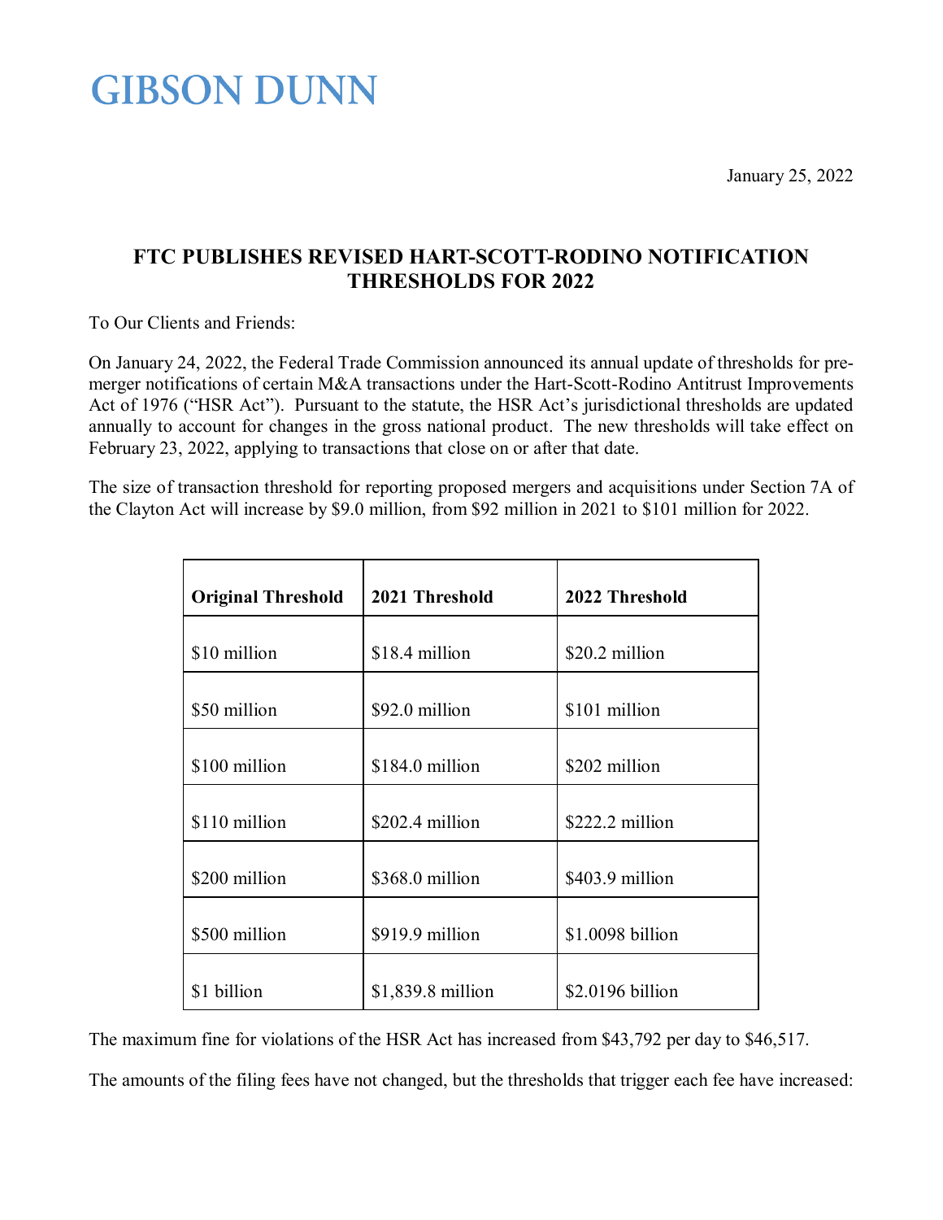# GIBSON DUNN

January 25, 2022

## FTC PUBLISHES REVISED HART-SCOTT-RODINO NOTIFICATION THRESHOLDS FOR 2022

To Our Clients and Friends:

On January 24, 2022, the Federal Trade Commission announced its annual update of thresholds for pre-merger notifications of certain M&A transactions under the Hart-Scott-Rodino Antitrust Improvements Act of 1976 ("HSR Act"). Pursuant to the statute, the HSR Act's jurisdictional thresholds are updated annually to account for changes in the gross national product. The new thresholds will take effect on February 23, 2022, applying to transactions that close on or after that date.

The size of transaction threshold for reporting proposed mergers and acquisitions under Section 7A of the Clayton Act will increase by $9.0 million, from $92 million in 2021 to $101 million for 2022.

| Original Threshold | 2021 Threshold | 2022 Threshold |
| --- | --- | --- |
| $10 million | $18.4 million | $20.2 million |
| $50 million | $92.0 million | $101 million |
| $100 million | $184.0 million | $202 million |
| $110 million | $202.4 million | $222.2 million |
| $200 million | $368.0 million | $403.9 million |
| $500 million | $919.9 million | $1.0098 billion |
| $1 billion | $1,839.8 million | $2.0196 billion |

The maximum fine for violations of the HSR Act has increased from $43,792 per day to $46,517.

The amounts of the filing fees have not changed, but the thresholds that trigger each fee have increased: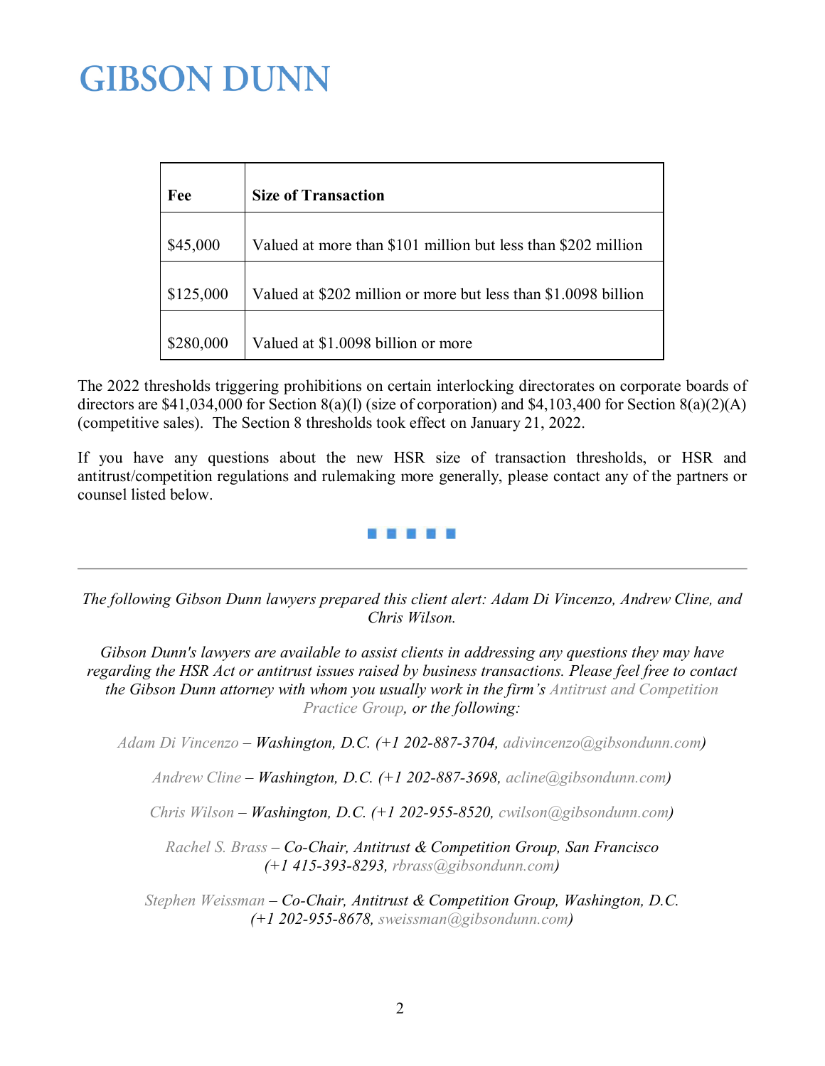| Fee | Size of Transaction |
|---|---|
| $45,000 | Valued at more than $101 million but less than $202 million |
| $125,000 | Valued at $202 million or more but less than $1.0098 billion |
| $280,000 | Valued at $1.0098 billion or more |

The 2022 thresholds triggering prohibitions on certain interlocking directorates on corporate boards of directors are $41,034,000 for Section 8(a)(l) (size of corporation) and $4,103,400 for Section 8(a)(2)(A) (competitive sales). The Section 8 thresholds took effect on January 21, 2022.

If you have any questions about the new HSR size of transaction thresholds, or HSR and antitrust/competition regulations and rulemaking more generally, please contact any of the partners or counsel listed below.

---

*The following Gibson Dunn lawyers prepared this client alert: Adam Di Vincenzo, Andrew Cline, and Chris Wilson.*

*Gibson Dunn's lawyers are available to assist clients in addressing any questions they may have regarding the HSR Act or antitrust issues raised by business transactions. Please feel free to contact the Gibson Dunn attorney with whom you usually work in the firm's Antitrust and Competition Practice Group, or the following:*

*Adam Di Vincenzo – Washington, D.C. (+1 202-887-3704, adivincenzo@gibsondunn.com)*

*Andrew Cline – Washington, D.C. (+1 202-887-3698, acline@gibsondunn.com)*

*Chris Wilson – Washington, D.C. (+1 202-955-8520, cwilson@gibsondunn.com)*

*Rachel S. Brass – Co-Chair, Antitrust & Competition Group, San Francisco (+1 415-393-8293, rbrass@gibsondunn.com)*

*Stephen Weissman – Co-Chair, Antitrust & Competition Group, Washington, D.C. (+1 202-955-8678, sweissman@gibsondunn.com)*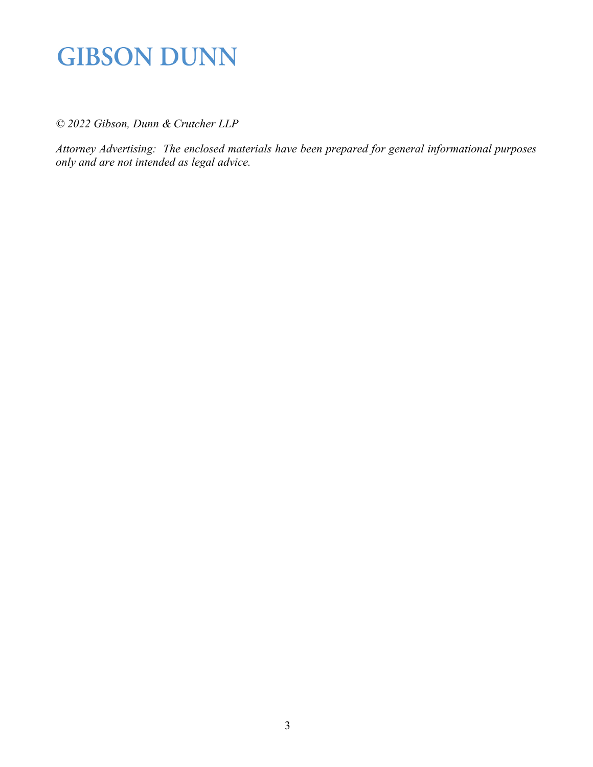# GIBSON DUNN

*© 2022 Gibson, Dunn & Crutcher LLP*

*Attorney Advertising: The enclosed materials have been prepared for general informational purposes only and are not intended as legal advice.*